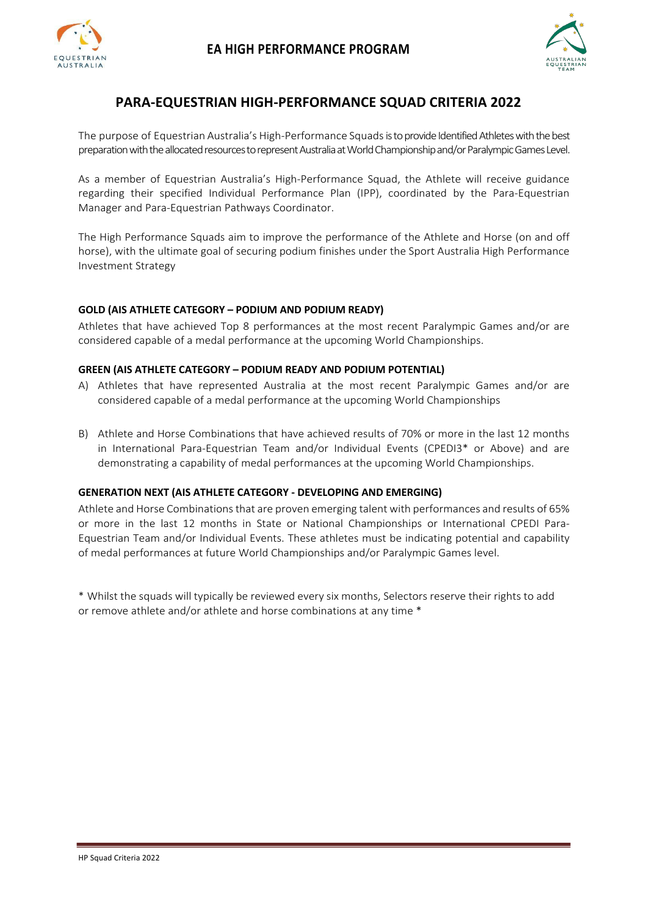## EA HIGH PERFORMANCE PROGRAM

# PARA-EQUESTRIAN HIGH-PERFORMANCE SQUAD CRITERIA 2022

The purpose of Equestrian Australia's High-Performance Squads is to provide Identified Athletes with the best preparation with the allocated resources to represent Australia at World Championship and/or Paralympic Games Level.

As a member of Equestrian Australia's High-Performance Squad, the Athlete will receive guidance regarding their specified Individual Performance Plan (IPP), coordinated by the Para-Equestrian Manager and Para-Equestrian Pathways Coordinator.

The High Performance Squads aim to improve the performance of the Athlete and Horse (on and off horse), with the ultimate goal of securing podium finishes under the Sport Australia High Performance Investment Strategy

**GOLD (AIS ATHLETE CATEGORY – PODIUM AND PODIUM READY)**

Athletes that have achieved Top 8 performances at the most recent Paralympic Games and/or are considered capable of a medal performance at the upcoming World Championships.

**GREEN (AIS ATHLETE CATEGORY – PODIUM READY AND PODIUM POTENTIAL)**

A) Athletes that have represented Australia at the most recent Paralympic Games and/or are considered capable of a medal performance at the upcoming World Championships

B) Athlete and Horse Combinations that have achieved results of 70% or more in the last 12 months in International Para-Equestrian Team and/or Individual Events (CPEDI3* or Above) and are demonstrating a capability of medal performances at the upcoming World Championships.

**GENERATION NEXT (AIS ATHLETE CATEGORY - DEVELOPING AND EMERGING)**

Athlete and Horse Combinations that are proven emerging talent with performances and results of 65% or more in the last 12 months in State or National Championships or International CPEDI Para-Equestrian Team and/or Individual Events. These athletes must be indicating potential and capability of medal performances at future World Championships and/or Paralympic Games level.

* Whilst the squads will typically be reviewed every six months, Selectors reserve their rights to add or remove athlete and/or athlete and horse combinations at any time *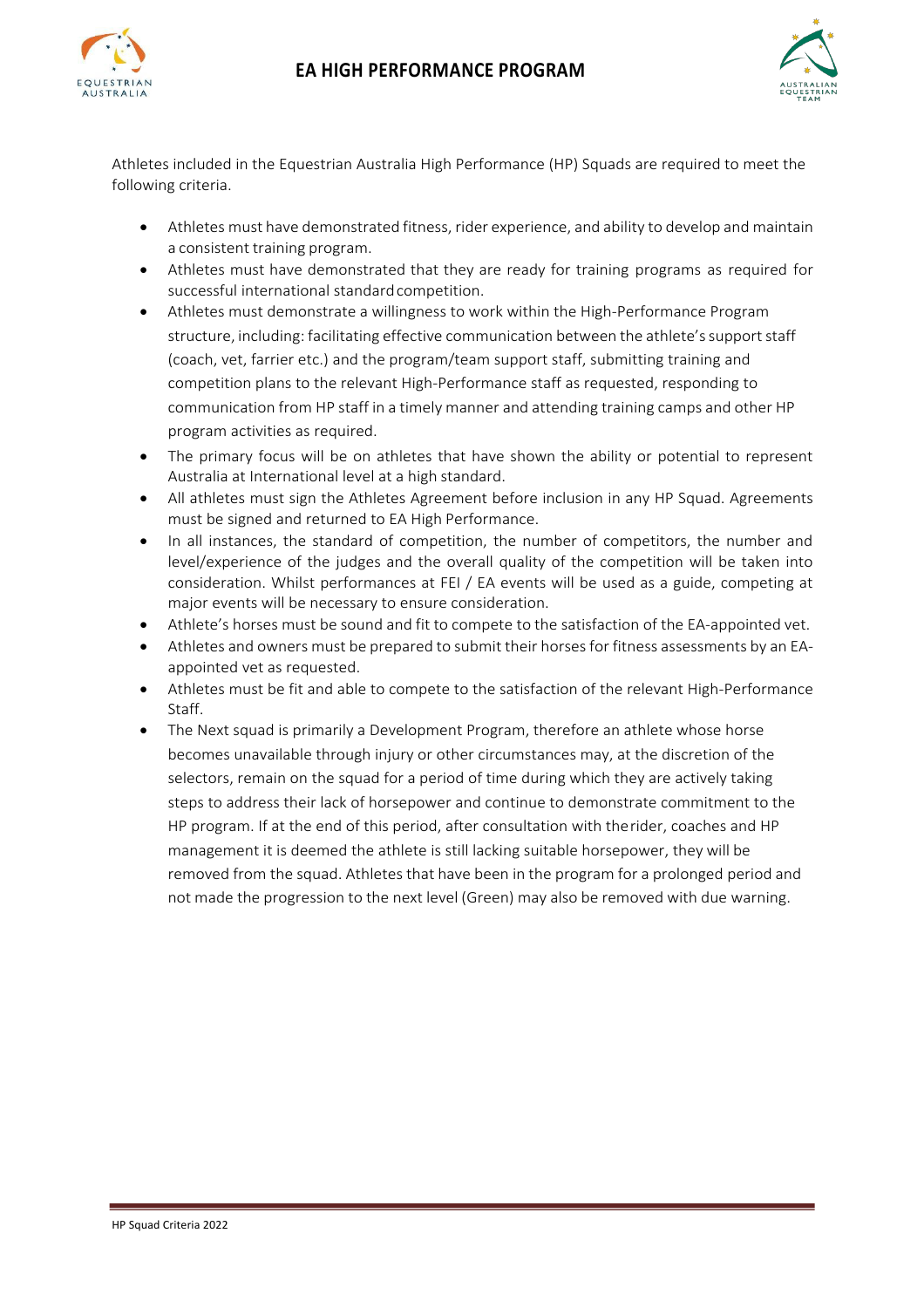Athletes included in the Equestrian Australia High Performance (HP) Squads are required to meet the following criteria.

- Athletes must have demonstrated fitness, rider experience, and ability to develop and maintain a consistent training program.
- Athletes must have demonstrated that they are ready for training programs as required for successful international standard competition.
- Athletes must demonstrate a willingness to work within the High-Performance Program structure, including: facilitating effective communication between the athlete's support staff (coach, vet, farrier etc.) and the program/team support staff, submitting training and competition plans to the relevant High-Performance staff as requested, responding to communication from HP staff in a timely manner and attending training camps and other HP program activities as required.
- The primary focus will be on athletes that have shown the ability or potential to represent Australia at International level at a high standard.
- All athletes must sign the Athletes Agreement before inclusion in any HP Squad. Agreements must be signed and returned to EA High Performance.
- In all instances, the standard of competition, the number of competitors, the number and level/experience of the judges and the overall quality of the competition will be taken into consideration. Whilst performances at FEI / EA events will be used as a guide, competing at major events will be necessary to ensure consideration.
- Athlete's horses must be sound and fit to compete to the satisfaction of the EA-appointed vet.
- Athletes and owners must be prepared to submit their horses for fitness assessments by an EA-appointed vet as requested.
- Athletes must be fit and able to compete to the satisfaction of the relevant High-Performance Staff.
- The Next squad is primarily a Development Program, therefore an athlete whose horse becomes unavailable through injury or other circumstances may, at the discretion of the selectors, remain on the squad for a period of time during which they are actively taking steps to address their lack of horsepower and continue to demonstrate commitment to the HP program. If at the end of this period, after consultation with the rider, coaches and HP management it is deemed the athlete is still lacking suitable horsepower, they will be removed from the squad. Athletes that have been in the program for a prolonged period and not made the progression to the next level (Green) may also be removed with due warning.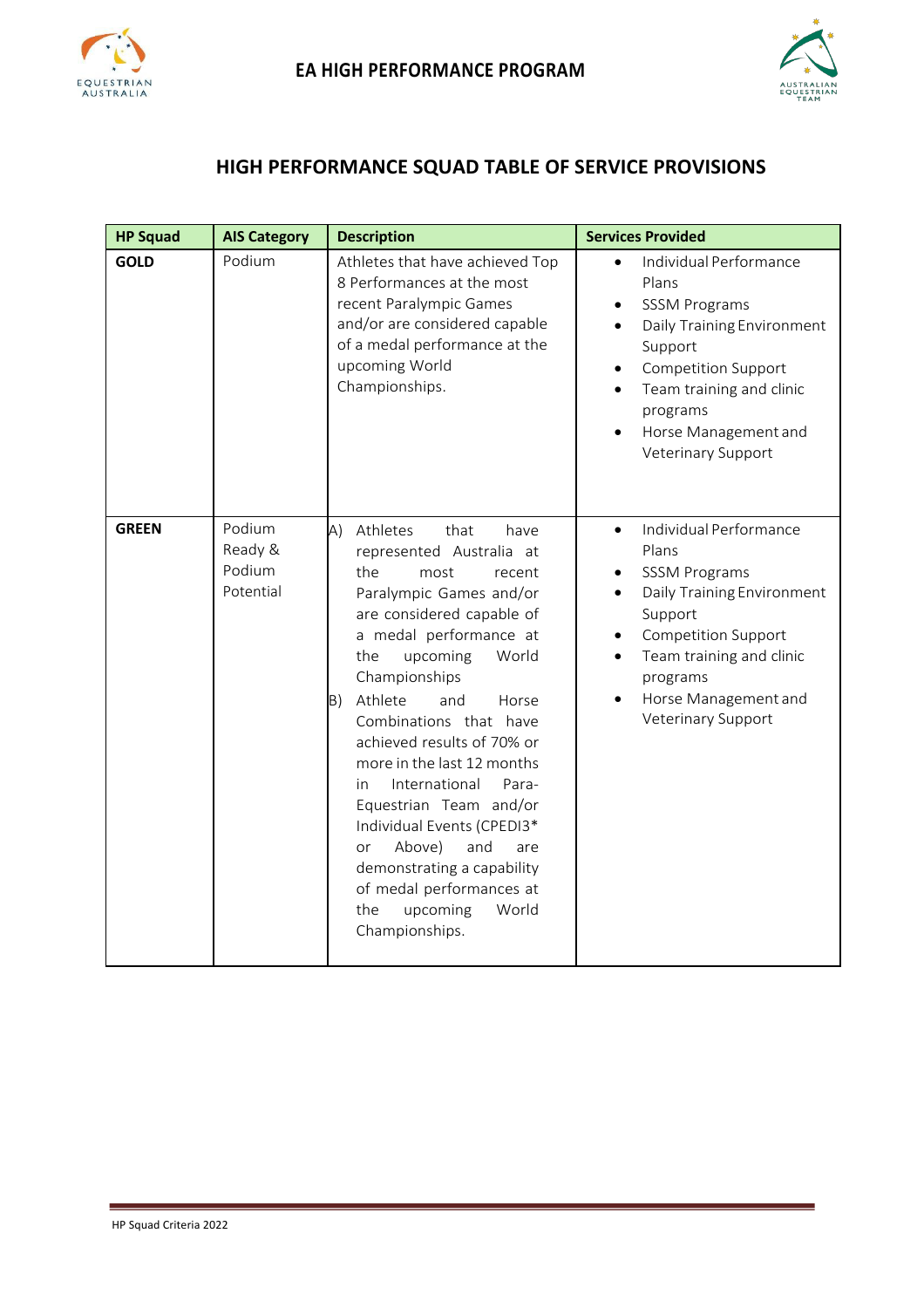# EA HIGH PERFORMANCE PROGRAM

## HIGH PERFORMANCE SQUAD TABLE OF SERVICE PROVISIONS

| HP Squad | AIS Category | Description | Services Provided |
|---|---|---|---|
| **GOLD** | Podium | Athletes that have achieved Top 8 Performances at the most recent Paralympic Games and/or are considered capable of a medal performance at the upcoming World Championships. | • Individual Performance Plans<br>• SSSM Programs<br>• Daily Training Environment Support<br>• Competition Support<br>• Team training and clinic programs<br>• Horse Management and Veterinary Support |
| **GREEN** | Podium Ready & Podium Potential | A) Athletes that have represented Australia at the most recent Paralympic Games and/or are considered capable of a medal performance at the upcoming World Championships<br>B) Athlete and Horse Combinations that have achieved results of 70% or more in the last 12 months in International Para-Equestrian Team and/or Individual Events (CPEDI3* or Above) and are demonstrating a capability of medal performances at the upcoming World Championships. | • Individual Performance Plans<br>• SSSM Programs<br>• Daily Training Environment Support<br>• Competition Support<br>• Team training and clinic programs<br>• Horse Management and Veterinary Support |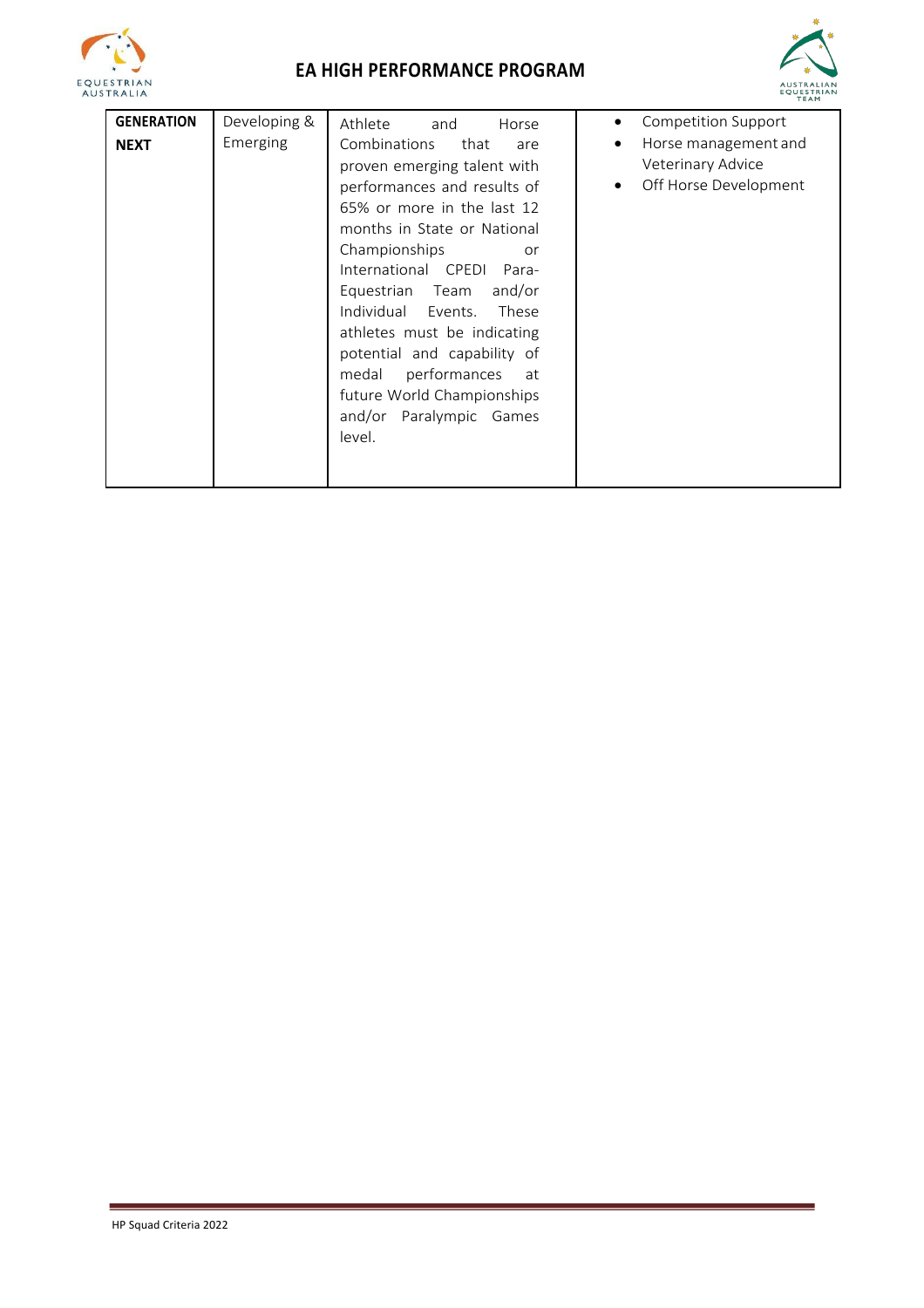| GENERATION NEXT | Developing & Emerging | Athlete and Horse Combinations that are proven emerging talent with performances and results of 65% or more in the last 12 months in State or National Championships or International CPEDI Para-Equestrian Team and/or Individual Events. These athletes must be indicating potential and capability of medal performances at future World Championships and/or Paralympic Games level. | • Competition Support<br>• Horse management and Veterinary Advice<br>• Off Horse Development |
|---|---|---|---|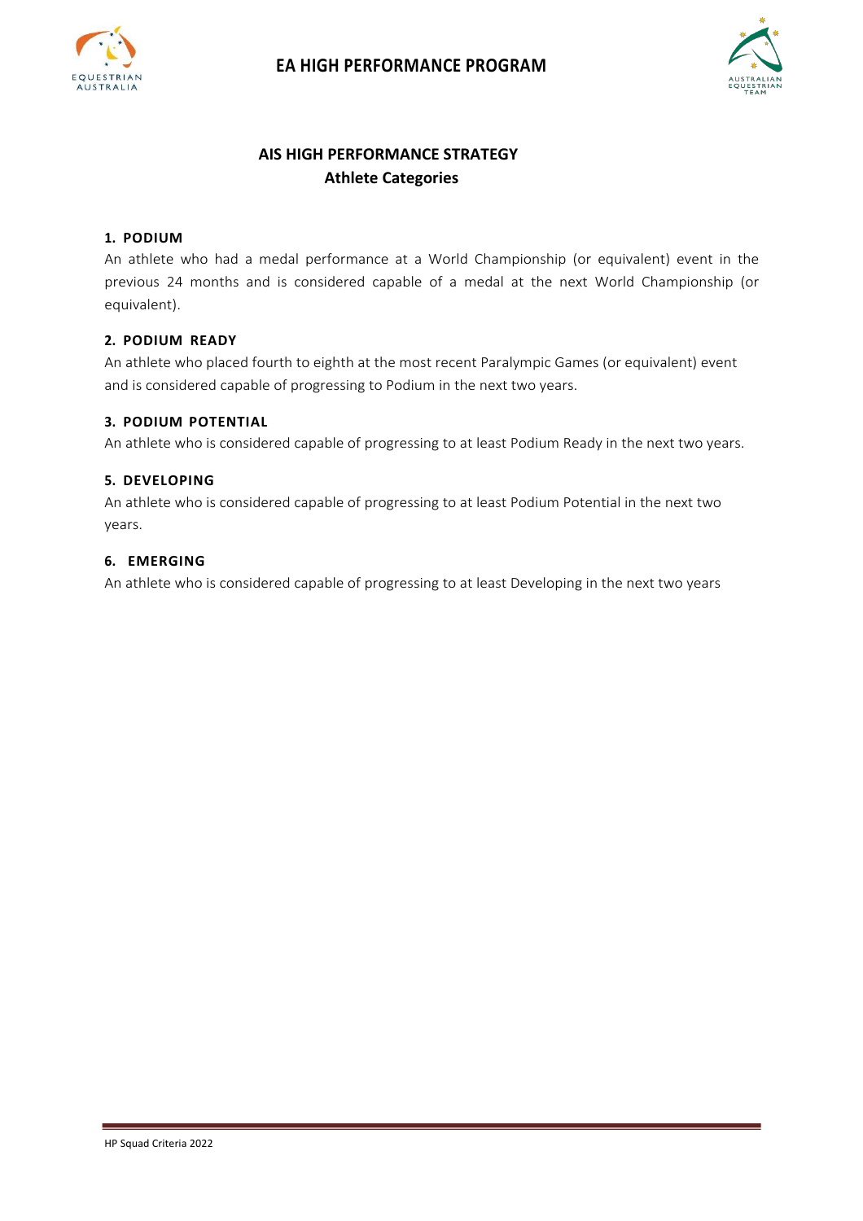# AIS HIGH PERFORMANCE STRATEGY
## Athlete Categories

### 1. PODIUM

An athlete who had a medal performance at a World Championship (or equivalent) event in the previous 24 months and is considered capable of a medal at the next World Championship (or equivalent).

### 2. PODIUM READY

An athlete who placed fourth to eighth at the most recent Paralympic Games (or equivalent) event and is considered capable of progressing to Podium in the next two years.

### 3. PODIUM POTENTIAL

An athlete who is considered capable of progressing to at least Podium Ready in the next two years.

### 5. DEVELOPING

An athlete who is considered capable of progressing to at least Podium Potential in the next two years.

### 6. EMERGING

An athlete who is considered capable of progressing to at least Developing in the next two years